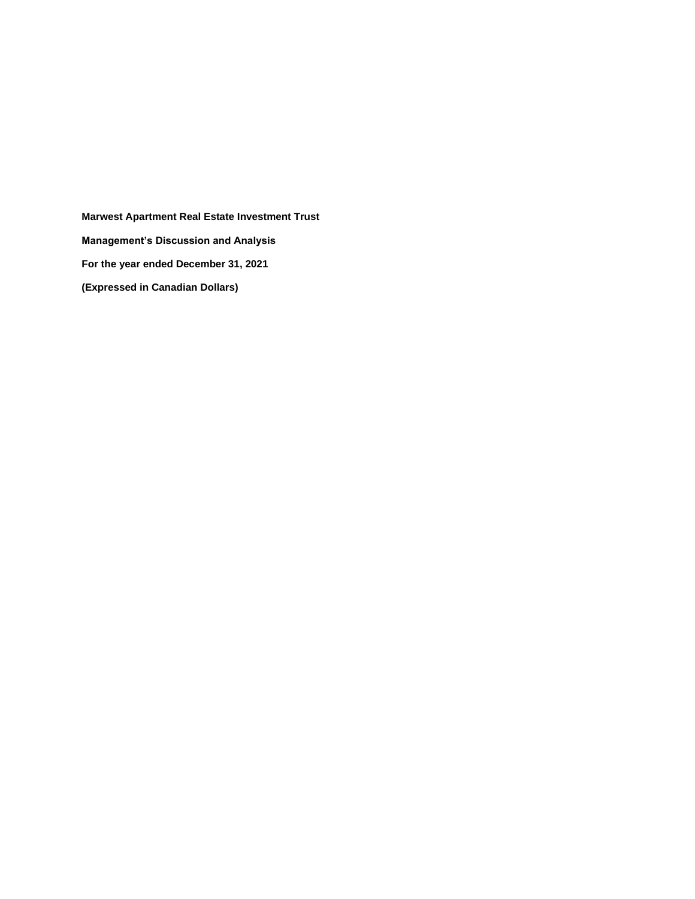**Marwest Apartment Real Estate Investment Trust**

**Management's Discussion and Analysis**

**For the year ended December 31, 2021**

**(Expressed in Canadian Dollars)**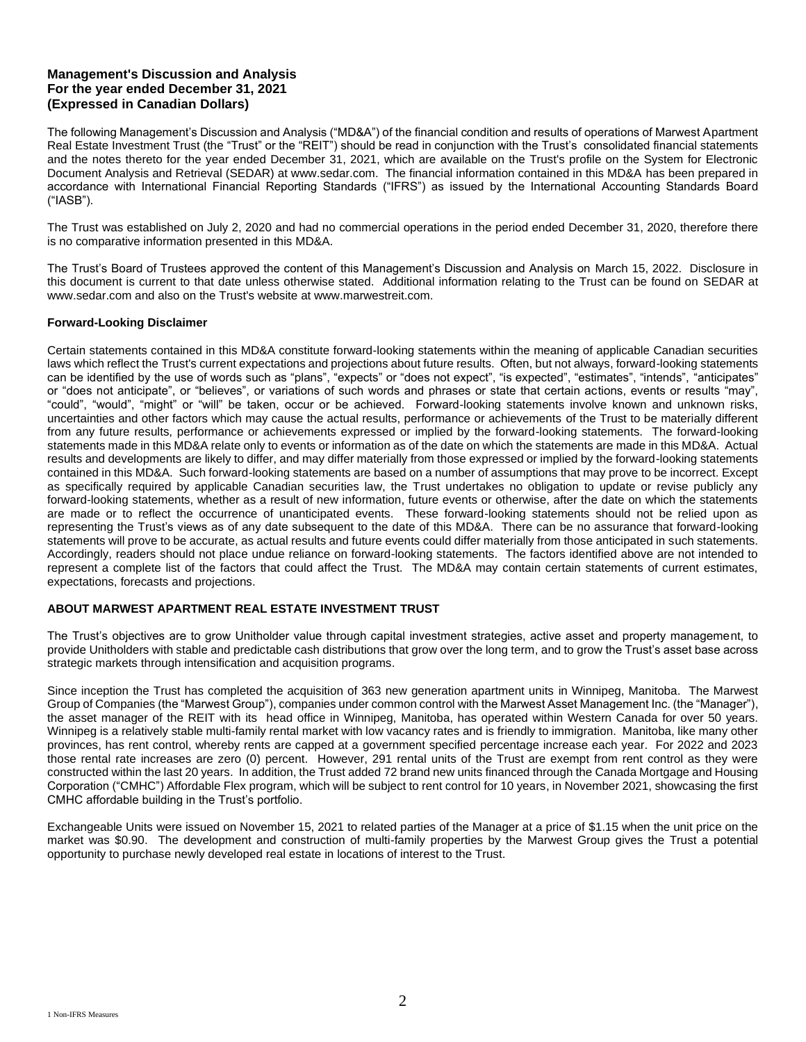**Management's Discussion and Analysis**
**For the year ended December 31, 2021**
**(Expressed in Canadian Dollars)**

The following Management's Discussion and Analysis ("MD&A") of the financial condition and results of operations of Marwest Apartment Real Estate Investment Trust (the "Trust" or the "REIT") should be read in conjunction with the Trust's consolidated financial statements and the notes thereto for the year ended December 31, 2021, which are available on the Trust's profile on the System for Electronic Document Analysis and Retrieval (SEDAR) at www.sedar.com. The financial information contained in this MD&A has been prepared in accordance with International Financial Reporting Standards ("IFRS") as issued by the International Accounting Standards Board ("IASB").

The Trust was established on July 2, 2020 and had no commercial operations in the period ended December 31, 2020, therefore there is no comparative information presented in this MD&A.

The Trust's Board of Trustees approved the content of this Management's Discussion and Analysis on March 15, 2022. Disclosure in this document is current to that date unless otherwise stated. Additional information relating to the Trust can be found on SEDAR at www.sedar.com and also on the Trust's website at www.marwestreit.com.

**Forward-Looking Disclaimer**

Certain statements contained in this MD&A constitute forward-looking statements within the meaning of applicable Canadian securities laws which reflect the Trust's current expectations and projections about future results. Often, but not always, forward-looking statements can be identified by the use of words such as "plans", "expects" or "does not expect", "is expected", "estimates", "intends", "anticipates" or "does not anticipate", or "believes", or variations of such words and phrases or state that certain actions, events or results "may", "could", "would", "might" or "will" be taken, occur or be achieved. Forward-looking statements involve known and unknown risks, uncertainties and other factors which may cause the actual results, performance or achievements of the Trust to be materially different from any future results, performance or achievements expressed or implied by the forward-looking statements. The forward-looking statements made in this MD&A relate only to events or information as of the date on which the statements are made in this MD&A. Actual results and developments are likely to differ, and may differ materially from those expressed or implied by the forward-looking statements contained in this MD&A. Such forward-looking statements are based on a number of assumptions that may prove to be incorrect. Except as specifically required by applicable Canadian securities law, the Trust undertakes no obligation to update or revise publicly any forward-looking statements, whether as a result of new information, future events or otherwise, after the date on which the statements are made or to reflect the occurrence of unanticipated events. These forward-looking statements should not be relied upon as representing the Trust's views as of any date subsequent to the date of this MD&A. There can be no assurance that forward-looking statements will prove to be accurate, as actual results and future events could differ materially from those anticipated in such statements. Accordingly, readers should not place undue reliance on forward-looking statements. The factors identified above are not intended to represent a complete list of the factors that could affect the Trust. The MD&A may contain certain statements of current estimates, expectations, forecasts and projections.

**ABOUT MARWEST APARTMENT REAL ESTATE INVESTMENT TRUST**

The Trust's objectives are to grow Unitholder value through capital investment strategies, active asset and property management, to provide Unitholders with stable and predictable cash distributions that grow over the long term, and to grow the Trust's asset base across strategic markets through intensification and acquisition programs.

Since inception the Trust has completed the acquisition of 363 new generation apartment units in Winnipeg, Manitoba. The Marwest Group of Companies (the "Marwest Group"), companies under common control with the Marwest Asset Management Inc. (the "Manager"), the asset manager of the REIT with its head office in Winnipeg, Manitoba, has operated within Western Canada for over 50 years. Winnipeg is a relatively stable multi-family rental market with low vacancy rates and is friendly to immigration. Manitoba, like many other provinces, has rent control, whereby rents are capped at a government specified percentage increase each year. For 2022 and 2023 those rental rate increases are zero (0) percent. However, 291 rental units of the Trust are exempt from rent control as they were constructed within the last 20 years. In addition, the Trust added 72 brand new units financed through the Canada Mortgage and Housing Corporation ("CMHC") Affordable Flex program, which will be subject to rent control for 10 years, in November 2021, showcasing the first CMHC affordable building in the Trust's portfolio.

Exchangeable Units were issued on November 15, 2021 to related parties of the Manager at a price of $1.15 when the unit price on the market was $0.90. The development and construction of multi-family properties by the Marwest Group gives the Trust a potential opportunity to purchase newly developed real estate in locations of interest to the Trust.

1 Non-IFRS Measures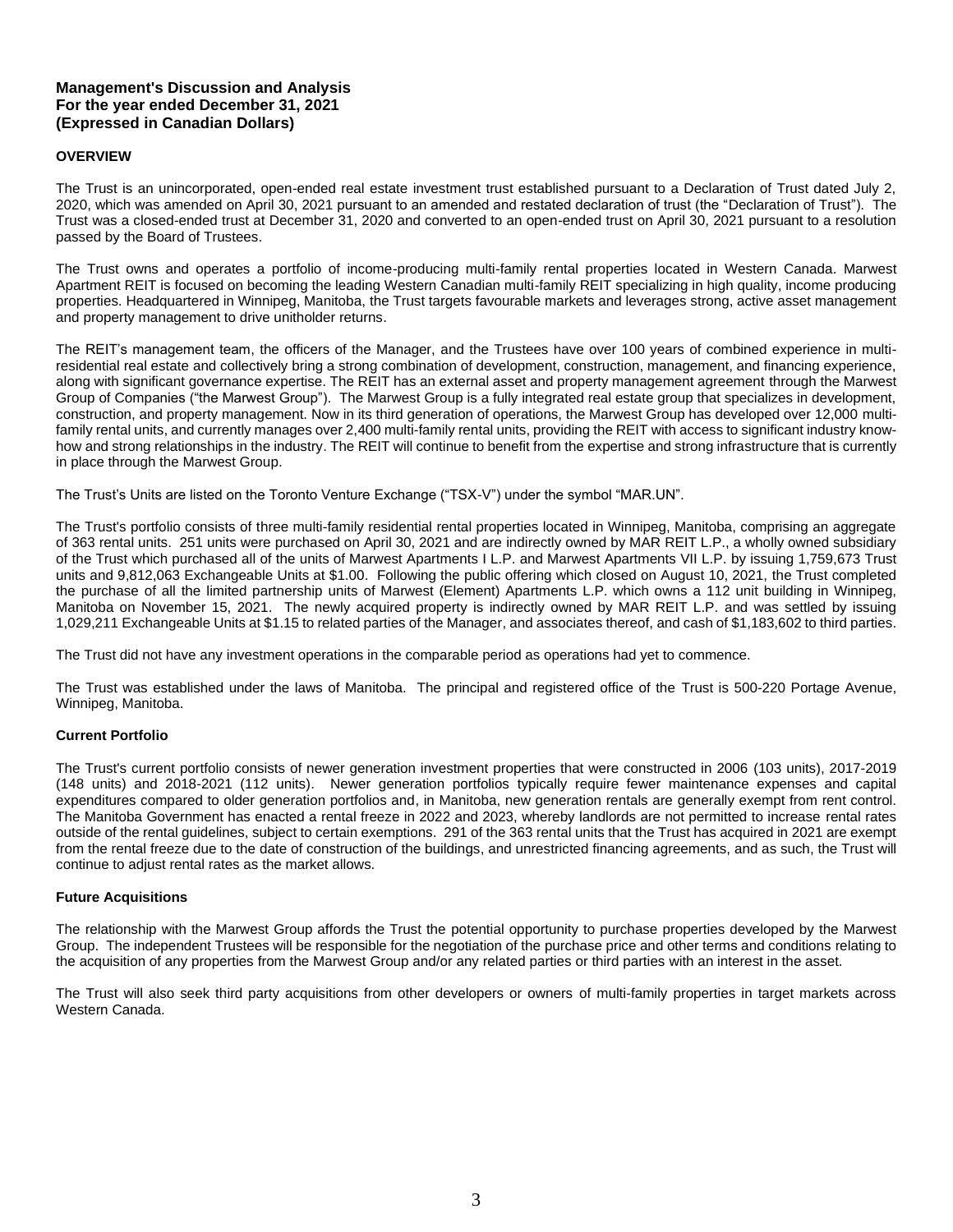**Management's Discussion and Analysis**
**For the year ended December 31, 2021**
**(Expressed in Canadian Dollars)**

## OVERVIEW

The Trust is an unincorporated, open-ended real estate investment trust established pursuant to a Declaration of Trust dated July 2, 2020, which was amended on April 30, 2021 pursuant to an amended and restated declaration of trust (the "Declaration of Trust"). The Trust was a closed-ended trust at December 31, 2020 and converted to an open-ended trust on April 30, 2021 pursuant to a resolution passed by the Board of Trustees.

The Trust owns and operates a portfolio of income-producing multi-family rental properties located in Western Canada. Marwest Apartment REIT is focused on becoming the leading Western Canadian multi-family REIT specializing in high quality, income producing properties. Headquartered in Winnipeg, Manitoba, the Trust targets favourable markets and leverages strong, active asset management and property management to drive unitholder returns.

The REIT's management team, the officers of the Manager, and the Trustees have over 100 years of combined experience in multi-residential real estate and collectively bring a strong combination of development, construction, management, and financing experience, along with significant governance expertise. The REIT has an external asset and property management agreement through the Marwest Group of Companies ("the Marwest Group"). The Marwest Group is a fully integrated real estate group that specializes in development, construction, and property management. Now in its third generation of operations, the Marwest Group has developed over 12,000 multi-family rental units, and currently manages over 2,400 multi-family rental units, providing the REIT with access to significant industry know-how and strong relationships in the industry. The REIT will continue to benefit from the expertise and strong infrastructure that is currently in place through the Marwest Group.

The Trust's Units are listed on the Toronto Venture Exchange ("TSX-V") under the symbol "MAR.UN".

The Trust's portfolio consists of three multi-family residential rental properties located in Winnipeg, Manitoba, comprising an aggregate of 363 rental units. 251 units were purchased on April 30, 2021 and are indirectly owned by MAR REIT L.P., a wholly owned subsidiary of the Trust which purchased all of the units of Marwest Apartments I L.P. and Marwest Apartments VII L.P. by issuing 1,759,673 Trust units and 9,812,063 Exchangeable Units at $1.00. Following the public offering which closed on August 10, 2021, the Trust completed the purchase of all the limited partnership units of Marwest (Element) Apartments L.P. which owns a 112 unit building in Winnipeg, Manitoba on November 15, 2021. The newly acquired property is indirectly owned by MAR REIT L.P. and was settled by issuing 1,029,211 Exchangeable Units at $1.15 to related parties of the Manager, and associates thereof, and cash of $1,183,602 to third parties.

The Trust did not have any investment operations in the comparable period as operations had yet to commence.

The Trust was established under the laws of Manitoba. The principal and registered office of the Trust is 500-220 Portage Avenue, Winnipeg, Manitoba.

### Current Portfolio

The Trust's current portfolio consists of newer generation investment properties that were constructed in 2006 (103 units), 2017-2019 (148 units) and 2018-2021 (112 units). Newer generation portfolios typically require fewer maintenance expenses and capital expenditures compared to older generation portfolios and, in Manitoba, new generation rentals are generally exempt from rent control. The Manitoba Government has enacted a rental freeze in 2022 and 2023, whereby landlords are not permitted to increase rental rates outside of the rental guidelines, subject to certain exemptions. 291 of the 363 rental units that the Trust has acquired in 2021 are exempt from the rental freeze due to the date of construction of the buildings, and unrestricted financing agreements, and as such, the Trust will continue to adjust rental rates as the market allows.

### Future Acquisitions

The relationship with the Marwest Group affords the Trust the potential opportunity to purchase properties developed by the Marwest Group. The independent Trustees will be responsible for the negotiation of the purchase price and other terms and conditions relating to the acquisition of any properties from the Marwest Group and/or any related parties or third parties with an interest in the asset.

The Trust will also seek third party acquisitions from other developers or owners of multi-family properties in target markets across Western Canada.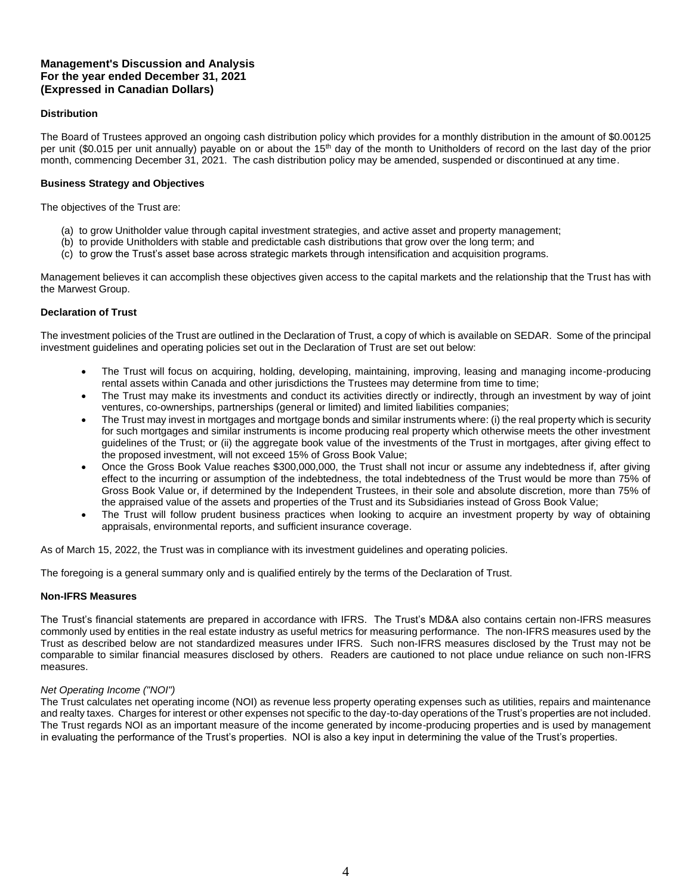**Management's Discussion and Analysis**
**For the year ended December 31, 2021**
**(Expressed in Canadian Dollars)**

**Distribution**

The Board of Trustees approved an ongoing cash distribution policy which provides for a monthly distribution in the amount of \$0.00125 per unit (\$0.015 per unit annually) payable on or about the 15th day of the month to Unitholders of record on the last day of the prior month, commencing December 31, 2021. The cash distribution policy may be amended, suspended or discontinued at any time.

**Business Strategy and Objectives**

The objectives of the Trust are:

(a) to grow Unitholder value through capital investment strategies, and active asset and property management;
(b) to provide Unitholders with stable and predictable cash distributions that grow over the long term; and
(c) to grow the Trust's asset base across strategic markets through intensification and acquisition programs.

Management believes it can accomplish these objectives given access to the capital markets and the relationship that the Trust has with the Marwest Group.

**Declaration of Trust**

The investment policies of the Trust are outlined in the Declaration of Trust, a copy of which is available on SEDAR. Some of the principal investment guidelines and operating policies set out in the Declaration of Trust are set out below:

- The Trust will focus on acquiring, holding, developing, maintaining, improving, leasing and managing income-producing rental assets within Canada and other jurisdictions the Trustees may determine from time to time;
- The Trust may make its investments and conduct its activities directly or indirectly, through an investment by way of joint ventures, co-ownerships, partnerships (general or limited) and limited liabilities companies;
- The Trust may invest in mortgages and mortgage bonds and similar instruments where: (i) the real property which is security for such mortgages and similar instruments is income producing real property which otherwise meets the other investment guidelines of the Trust; or (ii) the aggregate book value of the investments of the Trust in mortgages, after giving effect to the proposed investment, will not exceed 15% of Gross Book Value;
- Once the Gross Book Value reaches \$300,000,000, the Trust shall not incur or assume any indebtedness if, after giving effect to the incurring or assumption of the indebtedness, the total indebtedness of the Trust would be more than 75% of Gross Book Value or, if determined by the Independent Trustees, in their sole and absolute discretion, more than 75% of the appraised value of the assets and properties of the Trust and its Subsidiaries instead of Gross Book Value;
- The Trust will follow prudent business practices when looking to acquire an investment property by way of obtaining appraisals, environmental reports, and sufficient insurance coverage.

As of March 15, 2022, the Trust was in compliance with its investment guidelines and operating policies.

The foregoing is a general summary only and is qualified entirely by the terms of the Declaration of Trust.

**Non-IFRS Measures**

The Trust's financial statements are prepared in accordance with IFRS. The Trust's MD&A also contains certain non-IFRS measures commonly used by entities in the real estate industry as useful metrics for measuring performance. The non-IFRS measures used by the Trust as described below are not standardized measures under IFRS. Such non-IFRS measures disclosed by the Trust may not be comparable to similar financial measures disclosed by others. Readers are cautioned to not place undue reliance on such non-IFRS measures.

*Net Operating Income ("NOI")*
The Trust calculates net operating income (NOI) as revenue less property operating expenses such as utilities, repairs and maintenance and realty taxes. Charges for interest or other expenses not specific to the day-to-day operations of the Trust's properties are not included. The Trust regards NOI as an important measure of the income generated by income-producing properties and is used by management in evaluating the performance of the Trust's properties. NOI is also a key input in determining the value of the Trust's properties.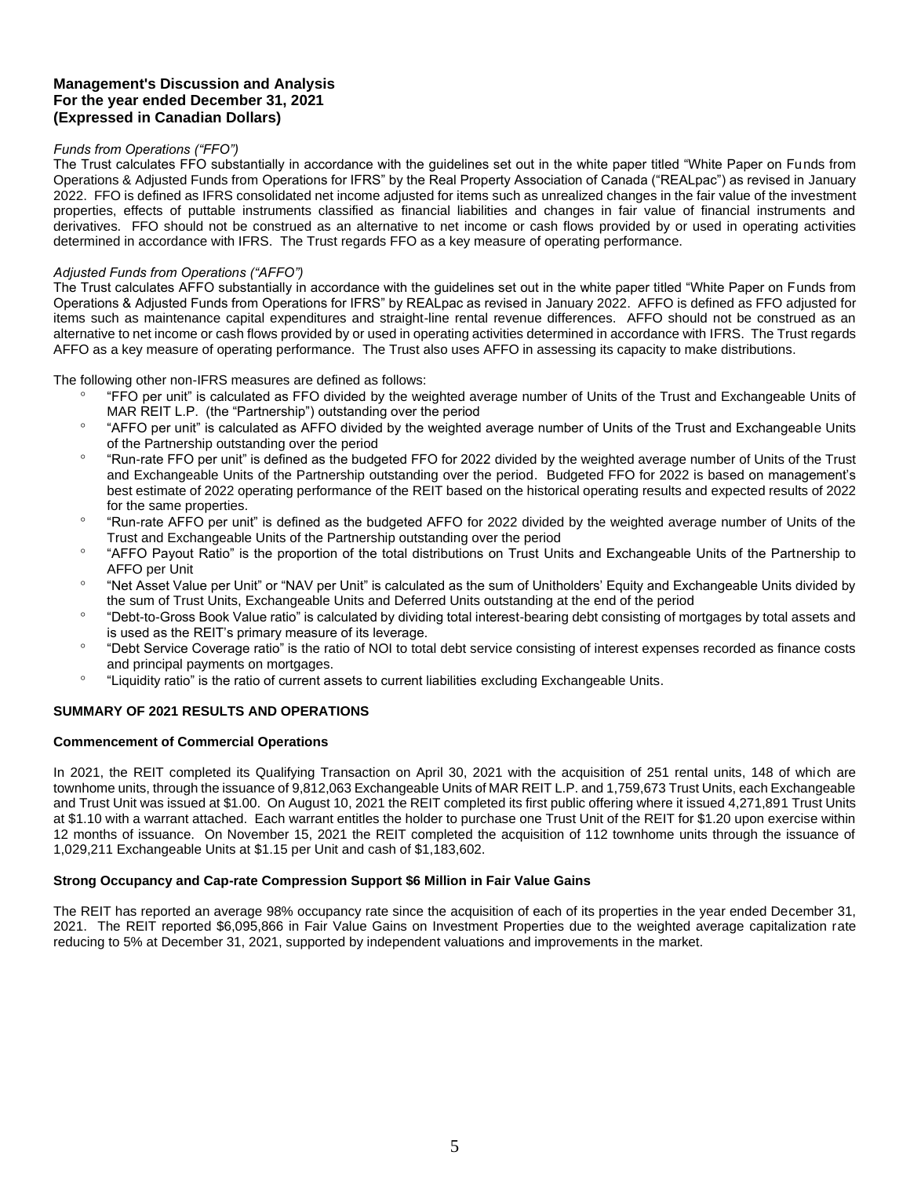**Management's Discussion and Analysis**
**For the year ended December 31, 2021**
**(Expressed in Canadian Dollars)**

*Funds from Operations ("FFO")*

The Trust calculates FFO substantially in accordance with the guidelines set out in the white paper titled "White Paper on Funds from Operations & Adjusted Funds from Operations for IFRS" by the Real Property Association of Canada ("REALpac") as revised in January 2022. FFO is defined as IFRS consolidated net income adjusted for items such as unrealized changes in the fair value of the investment properties, effects of puttable instruments classified as financial liabilities and changes in fair value of financial instruments and derivatives. FFO should not be construed as an alternative to net income or cash flows provided by or used in operating activities determined in accordance with IFRS. The Trust regards FFO as a key measure of operating performance.

*Adjusted Funds from Operations ("AFFO")*

The Trust calculates AFFO substantially in accordance with the guidelines set out in the white paper titled "White Paper on Funds from Operations & Adjusted Funds from Operations for IFRS" by REALpac as revised in January 2022. AFFO is defined as FFO adjusted for items such as maintenance capital expenditures and straight-line rental revenue differences. AFFO should not be construed as an alternative to net income or cash flows provided by or used in operating activities determined in accordance with IFRS. The Trust regards AFFO as a key measure of operating performance. The Trust also uses AFFO in assessing its capacity to make distributions.

The following other non-IFRS measures are defined as follows:

- "FFO per unit" is calculated as FFO divided by the weighted average number of Units of the Trust and Exchangeable Units of MAR REIT L.P. (the "Partnership") outstanding over the period
- "AFFO per unit" is calculated as AFFO divided by the weighted average number of Units of the Trust and Exchangeable Units of the Partnership outstanding over the period
- "Run-rate FFO per unit" is defined as the budgeted FFO for 2022 divided by the weighted average number of Units of the Trust and Exchangeable Units of the Partnership outstanding over the period. Budgeted FFO for 2022 is based on management's best estimate of 2022 operating performance of the REIT based on the historical operating results and expected results of 2022 for the same properties.
- "Run-rate AFFO per unit" is defined as the budgeted AFFO for 2022 divided by the weighted average number of Units of the Trust and Exchangeable Units of the Partnership outstanding over the period
- "AFFO Payout Ratio" is the proportion of the total distributions on Trust Units and Exchangeable Units of the Partnership to AFFO per Unit
- "Net Asset Value per Unit" or "NAV per Unit" is calculated as the sum of Unitholders' Equity and Exchangeable Units divided by the sum of Trust Units, Exchangeable Units and Deferred Units outstanding at the end of the period
- "Debt-to-Gross Book Value ratio" is calculated by dividing total interest-bearing debt consisting of mortgages by total assets and is used as the REIT's primary measure of its leverage.
- "Debt Service Coverage ratio" is the ratio of NOI to total debt service consisting of interest expenses recorded as finance costs and principal payments on mortgages.
- "Liquidity ratio" is the ratio of current assets to current liabilities excluding Exchangeable Units.

## SUMMARY OF 2021 RESULTS AND OPERATIONS

### Commencement of Commercial Operations

In 2021, the REIT completed its Qualifying Transaction on April 30, 2021 with the acquisition of 251 rental units, 148 of which are townhome units, through the issuance of 9,812,063 Exchangeable Units of MAR REIT L.P. and 1,759,673 Trust Units, each Exchangeable and Trust Unit was issued at $1.00. On August 10, 2021 the REIT completed its first public offering where it issued 4,271,891 Trust Units at $1.10 with a warrant attached. Each warrant entitles the holder to purchase one Trust Unit of the REIT for $1.20 upon exercise within 12 months of issuance. On November 15, 2021 the REIT completed the acquisition of 112 townhome units through the issuance of 1,029,211 Exchangeable Units at $1.15 per Unit and cash of $1,183,602.

### Strong Occupancy and Cap-rate Compression Support $6 Million in Fair Value Gains

The REIT has reported an average 98% occupancy rate since the acquisition of each of its properties in the year ended December 31, 2021. The REIT reported $6,095,866 in Fair Value Gains on Investment Properties due to the weighted average capitalization rate reducing to 5% at December 31, 2021, supported by independent valuations and improvements in the market.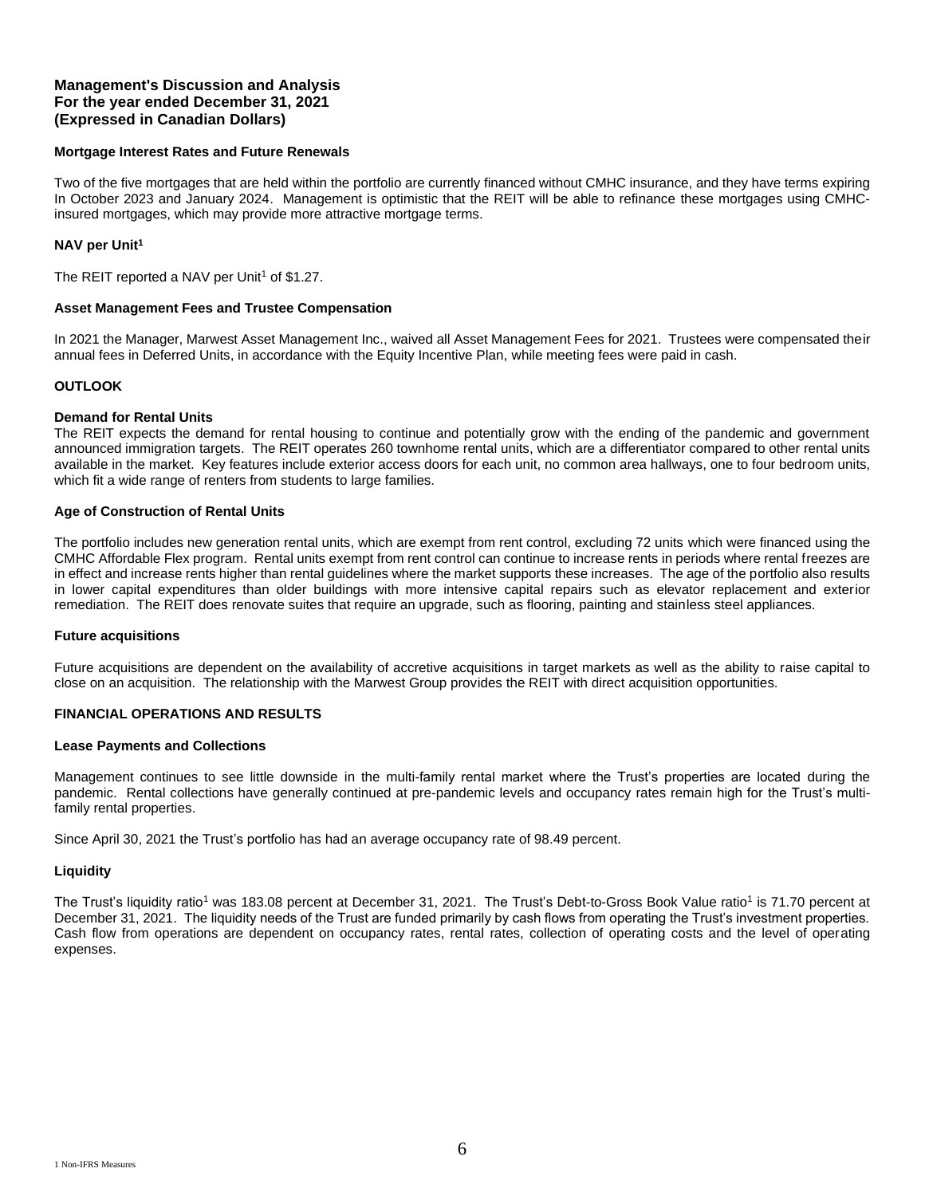**Management's Discussion and Analysis**
**For the year ended December 31, 2021**
**(Expressed in Canadian Dollars)**

### Mortgage Interest Rates and Future Renewals

Two of the five mortgages that are held within the portfolio are currently financed without CMHC insurance, and they have terms expiring In October 2023 and January 2024. Management is optimistic that the REIT will be able to refinance these mortgages using CMHC-insured mortgages, which may provide more attractive mortgage terms.

### NAV per Unit[1]

The REIT reported a NAV per Unit[1] of $1.27.

### Asset Management Fees and Trustee Compensation

In 2021 the Manager, Marwest Asset Management Inc., waived all Asset Management Fees for 2021. Trustees were compensated their annual fees in Deferred Units, in accordance with the Equity Incentive Plan, while meeting fees were paid in cash.

## OUTLOOK

### Demand for Rental Units

The REIT expects the demand for rental housing to continue and potentially grow with the ending of the pandemic and government announced immigration targets. The REIT operates 260 townhome rental units, which are a differentiator compared to other rental units available in the market. Key features include exterior access doors for each unit, no common area hallways, one to four bedroom units, which fit a wide range of renters from students to large families.

### Age of Construction of Rental Units

The portfolio includes new generation rental units, which are exempt from rent control, excluding 72 units which were financed using the CMHC Affordable Flex program. Rental units exempt from rent control can continue to increase rents in periods where rental freezes are in effect and increase rents higher than rental guidelines where the market supports these increases. The age of the portfolio also results in lower capital expenditures than older buildings with more intensive capital repairs such as elevator replacement and exterior remediation. The REIT does renovate suites that require an upgrade, such as flooring, painting and stainless steel appliances.

### Future acquisitions

Future acquisitions are dependent on the availability of accretive acquisitions in target markets as well as the ability to raise capital to close on an acquisition. The relationship with the Marwest Group provides the REIT with direct acquisition opportunities.

## FINANCIAL OPERATIONS AND RESULTS

### Lease Payments and Collections

Management continues to see little downside in the multi-family rental market where the Trust's properties are located during the pandemic. Rental collections have generally continued at pre-pandemic levels and occupancy rates remain high for the Trust's multi-family rental properties.

Since April 30, 2021 the Trust's portfolio has had an average occupancy rate of 98.49 percent.

### Liquidity

The Trust's liquidity ratio[1] was 183.08 percent at December 31, 2021. The Trust's Debt-to-Gross Book Value ratio[1] is 71.70 percent at December 31, 2021. The liquidity needs of the Trust are funded primarily by cash flows from operating the Trust's investment properties. Cash flow from operations are dependent on occupancy rates, rental rates, collection of operating costs and the level of operating expenses.

[1] Non-IFRS Measures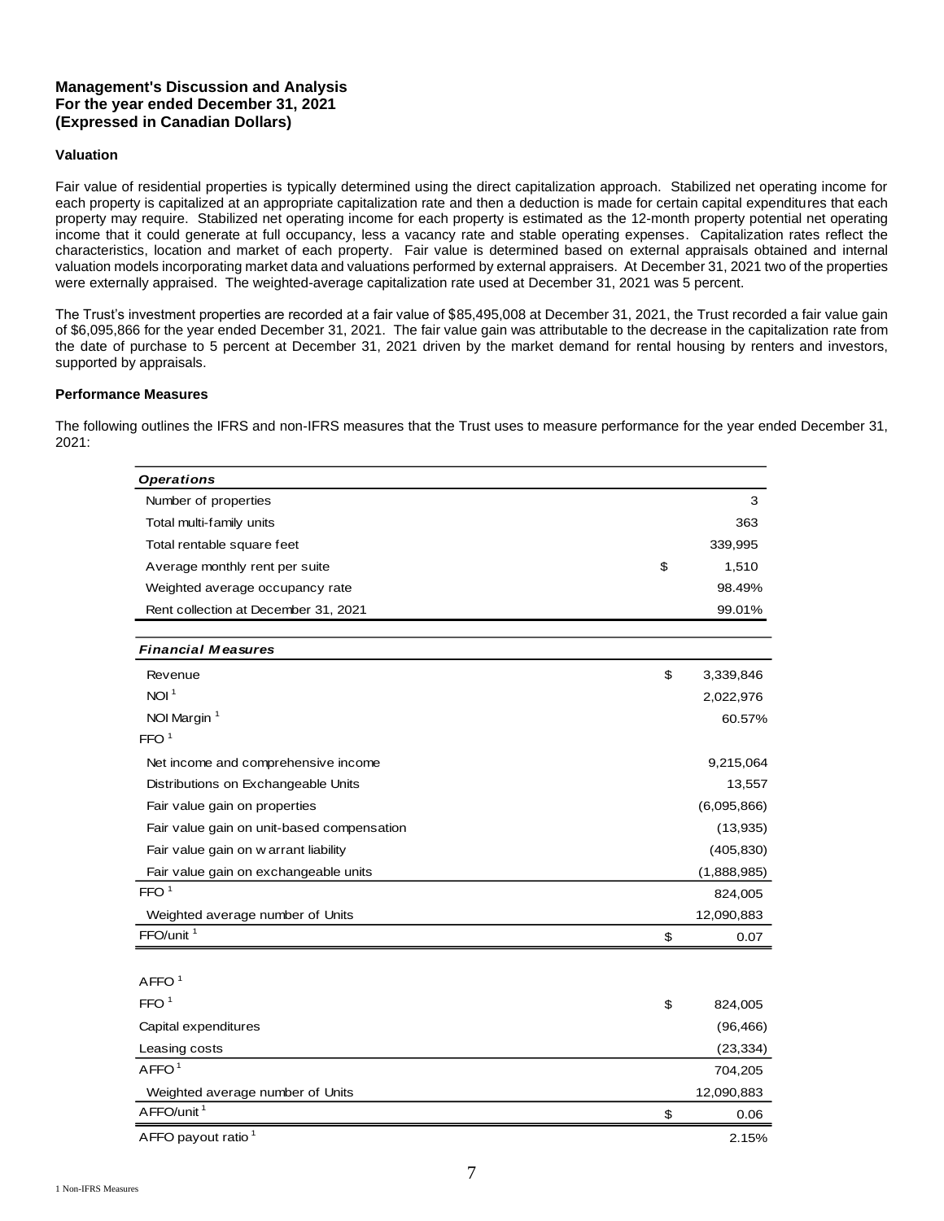**Management's Discussion and Analysis**
**For the year ended December 31, 2021**
**(Expressed in Canadian Dollars)**

**Valuation**

Fair value of residential properties is typically determined using the direct capitalization approach. Stabilized net operating income for each property is capitalized at an appropriate capitalization rate and then a deduction is made for certain capital expenditures that each property may require. Stabilized net operating income for each property is estimated as the 12-month property potential net operating income that it could generate at full occupancy, less a vacancy rate and stable operating expenses. Capitalization rates reflect the characteristics, location and market of each property. Fair value is determined based on external appraisals obtained and internal valuation models incorporating market data and valuations performed by external appraisers. At December 31, 2021 two of the properties were externally appraised. The weighted-average capitalization rate used at December 31, 2021 was 5 percent.

The Trust's investment properties are recorded at a fair value of $85,495,008 at December 31, 2021, the Trust recorded a fair value gain of $6,095,866 for the year ended December 31, 2021. The fair value gain was attributable to the decrease in the capitalization rate from the date of purchase to 5 percent at December 31, 2021 driven by the market demand for rental housing by renters and investors, supported by appraisals.

**Performance Measures**

The following outlines the IFRS and non-IFRS measures that the Trust uses to measure performance for the year ended December 31, 2021:

| *Operations* | | |
|---|---|---|
| Number of properties | | 3 |
| Total multi-family units | | 363 |
| Total rentable square feet | | 339,995 |
| Average monthly rent per suite | $ | 1,510 |
| Weighted average occupancy rate | | 98.49% |
| Rent collection at December 31, 2021 | | 99.01% |

| *Financial Measures* | | |
|---|---|---|
| Revenue | $ | 3,339,846 |
| NOI [1] | | 2,022,976 |
| NOI Margin [1] | | 60.57% |
| FFO [1] | | |
| Net income and comprehensive income | | 9,215,064 |
| Distributions on Exchangeable Units | | 13,557 |
| Fair value gain on properties | | (6,095,866) |
| Fair value gain on unit-based compensation | | (13,935) |
| Fair value gain on warrant liability | | (405,830) |
| Fair value gain on exchangeable units | | (1,888,985) |
| FFO [1] | | 824,005 |
| Weighted average number of Units | | 12,090,883 |
| FFO/unit [1] | $ | 0.07 |
| | | |
| AFFO [1] | | |
| FFO [1] | $ | 824,005 |
| Capital expenditures | | (96,466) |
| Leasing costs | | (23,334) |
| AFFO [1] | | 704,205 |
| Weighted average number of Units | | 12,090,883 |
| AFFO/unit [1] | $ | 0.06 |
| AFFO payout ratio [1] | | 2.15% |

1 Non-IFRS Measures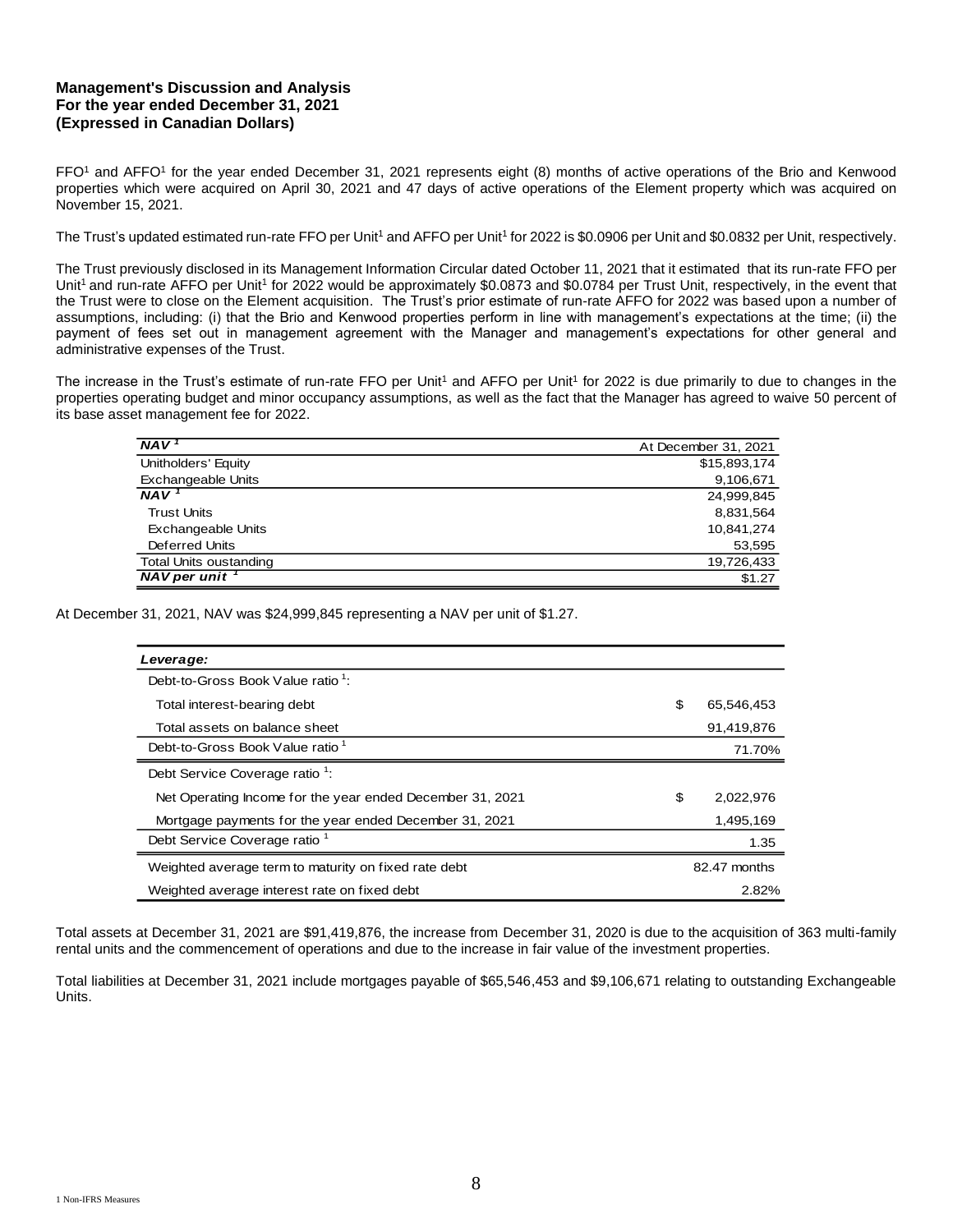**Management's Discussion and Analysis**
**For the year ended December 31, 2021**
**(Expressed in Canadian Dollars)**

FFO[1] and AFFO[1] for the year ended December 31, 2021 represents eight (8) months of active operations of the Brio and Kenwood properties which were acquired on April 30, 2021 and 47 days of active operations of the Element property which was acquired on November 15, 2021.

The Trust's updated estimated run-rate FFO per Unit[1] and AFFO per Unit[1] for 2022 is $0.0906 per Unit and $0.0832 per Unit, respectively.

The Trust previously disclosed in its Management Information Circular dated October 11, 2021 that it estimated that its run-rate FFO per Unit[1] and run-rate AFFO per Unit[1] for 2022 would be approximately $0.0873 and $0.0784 per Trust Unit, respectively, in the event that the Trust were to close on the Element acquisition. The Trust's prior estimate of run-rate AFFO for 2022 was based upon a number of assumptions, including: (i) that the Brio and Kenwood properties perform in line with management's expectations at the time; (ii) the payment of fees set out in management agreement with the Manager and management's expectations for other general and administrative expenses of the Trust.

The increase in the Trust's estimate of run-rate FFO per Unit[1] and AFFO per Unit[1] for 2022 is due primarily to due to changes in the properties operating budget and minor occupancy assumptions, as well as the fact that the Manager has agreed to waive 50 percent of its base asset management fee for 2022.

| ***NAV*** [1] | At December 31, 2021 |
|---|---|
| Unitholders' Equity | $15,893,174 |
| Exchangeable Units | 9,106,671 |
| ***NAV*** [1] | 24,999,845 |
| Trust Units | 8,831,564 |
| Exchangeable Units | 10,841,274 |
| Deferred Units | 53,595 |
| Total Units oustanding | 19,726,433 |
| ***NAV per unit*** [1] | $1.27 |

At December 31, 2021, NAV was $24,999,845 representing a NAV per unit of $1.27.

| ***Leverage:*** | | |
|---|---|---|
| Debt-to-Gross Book Value ratio [1]: | | |
| Total interest-bearing debt | $ | 65,546,453 |
| Total assets on balance sheet | | 91,419,876 |
| Debt-to-Gross Book Value ratio [1] | | 71.70% |
| Debt Service Coverage ratio [1]: | | |
| Net Operating Income for the year ended December 31, 2021 | $ | 2,022,976 |
| Mortgage payments for the year ended December 31, 2021 | | 1,495,169 |
| Debt Service Coverage ratio [1] | | 1.35 |
| Weighted average term to maturity on fixed rate debt | | 82.47 months |
| Weighted average interest rate on fixed debt | | 2.82% |

Total assets at December 31, 2021 are $91,419,876, the increase from December 31, 2020 is due to the acquisition of 363 multi-family rental units and the commencement of operations and due to the increase in fair value of the investment properties.

Total liabilities at December 31, 2021 include mortgages payable of $65,546,453 and $9,106,671 relating to outstanding Exchangeable Units.

1 Non-IFRS Measures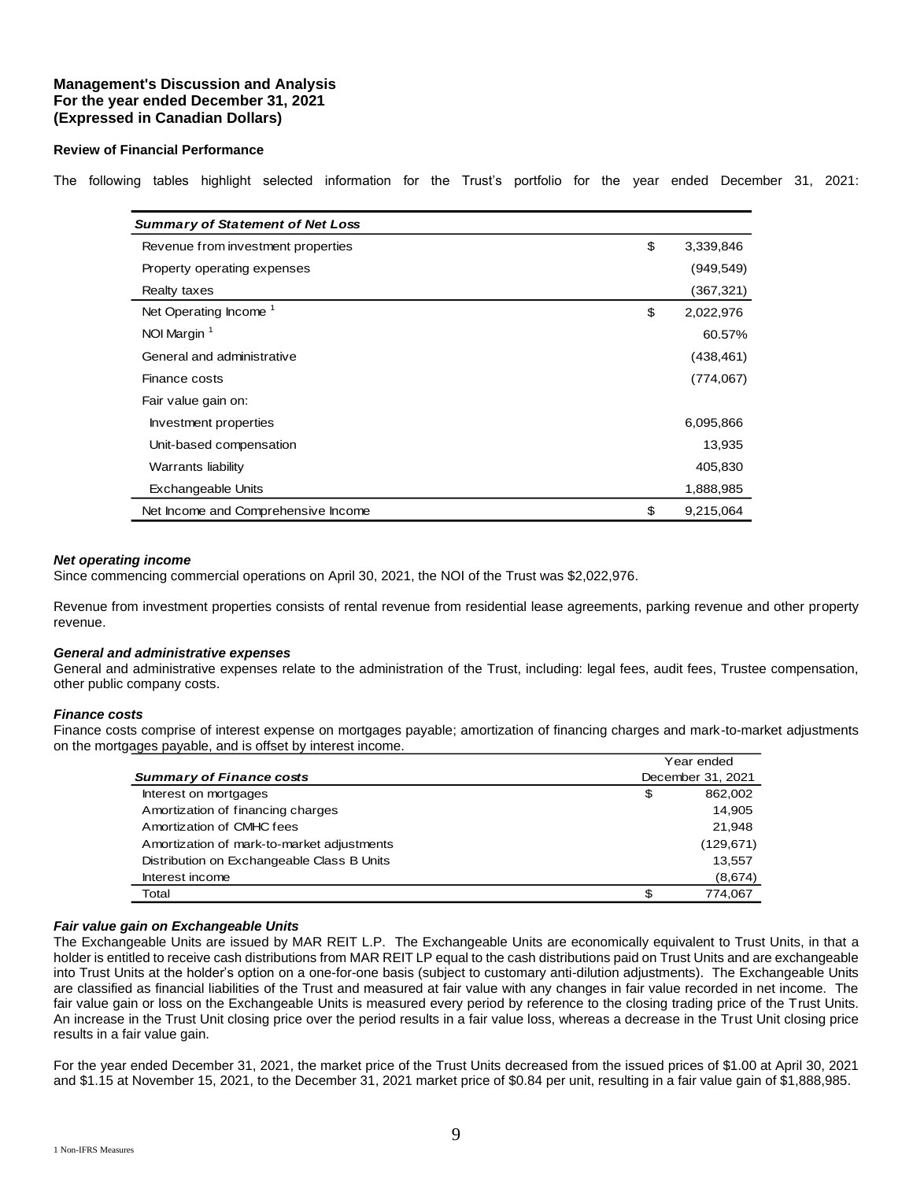**Management's Discussion and Analysis**
**For the year ended December 31, 2021**
**(Expressed in Canadian Dollars)**

**Review of Financial Performance**

The following tables highlight selected information for the Trust's portfolio for the year ended December 31, 2021:

| *Summary of Statement of Net Loss* | | |
|---|---|---|
| Revenue from investment properties | $ | 3,339,846 |
| Property operating expenses | | (949,549) |
| Realty taxes | | (367,321) |
| Net Operating Income [1] | $ | 2,022,976 |
| NOI Margin [1] | | 60.57% |
| General and administrative | | (438,461) |
| Finance costs | | (774,067) |
| Fair value gain on: | | |
| Investment properties | | 6,095,866 |
| Unit-based compensation | | 13,935 |
| Warrants liability | | 405,830 |
| Exchangeable Units | | 1,888,985 |
| Net Income and Comprehensive Income | $ | 9,215,064 |

***Net operating income***
Since commencing commercial operations on April 30, 2021, the NOI of the Trust was $2,022,976.

Revenue from investment properties consists of rental revenue from residential lease agreements, parking revenue and other property revenue.

***General and administrative expenses***
General and administrative expenses relate to the administration of the Trust, including: legal fees, audit fees, Trustee compensation, other public company costs.

***Finance costs***
Finance costs comprise of interest expense on mortgages payable; amortization of financing charges and mark-to-market adjustments on the mortgages payable, and is offset by interest income.

| *Summary of Finance costs* | Year ended December 31, 2021 | |
|---|---|---|
| Interest on mortgages | $ | 862,002 |
| Amortization of financing charges | | 14,905 |
| Amortization of CMHC fees | | 21,948 |
| Amortization of mark-to-market adjustments | | (129,671) |
| Distribution on Exchangeable Class B Units | | 13,557 |
| Interest income | | (8,674) |
| Total | $ | 774,067 |

***Fair value gain on Exchangeable Units***
The Exchangeable Units are issued by MAR REIT L.P. The Exchangeable Units are economically equivalent to Trust Units, in that a holder is entitled to receive cash distributions from MAR REIT LP equal to the cash distributions paid on Trust Units and are exchangeable into Trust Units at the holder's option on a one-for-one basis (subject to customary anti-dilution adjustments). The Exchangeable Units are classified as financial liabilities of the Trust and measured at fair value with any changes in fair value recorded in net income. The fair value gain or loss on the Exchangeable Units is measured every period by reference to the closing trading price of the Trust Units. An increase in the Trust Unit closing price over the period results in a fair value loss, whereas a decrease in the Trust Unit closing price results in a fair value gain.

For the year ended December 31, 2021, the market price of the Trust Units decreased from the issued prices of $1.00 at April 30, 2021 and $1.15 at November 15, 2021, to the December 31, 2021 market price of $0.84 per unit, resulting in a fair value gain of $1,888,985.

1 Non-IFRS Measures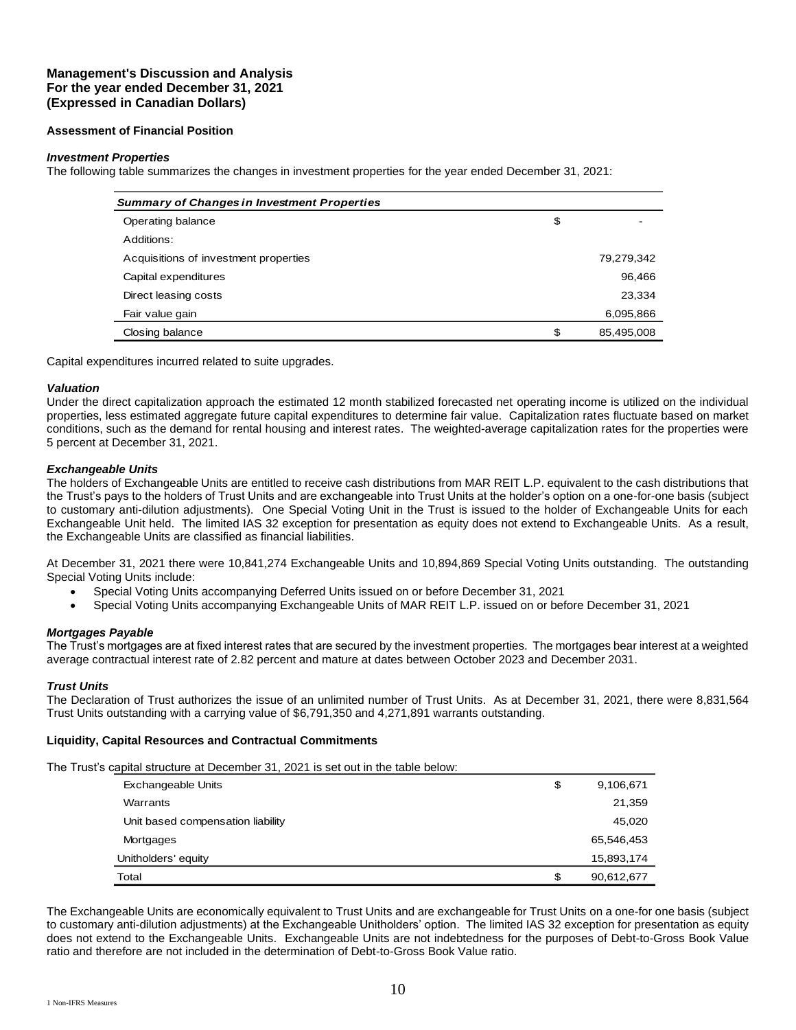**Management's Discussion and Analysis**
**For the year ended December 31, 2021**
**(Expressed in Canadian Dollars)**

**Assessment of Financial Position**

***Investment Properties***

The following table summarizes the changes in investment properties for the year ended December 31, 2021:

| *Summary of Changes in Investment Properties* | | |
|---|---|---|
| Operating balance | $ | - |
| Additions: | | |
| Acquisitions of investment properties | | 79,279,342 |
| Capital expenditures | | 96,466 |
| Direct leasing costs | | 23,334 |
| Fair value gain | | 6,095,866 |
| Closing balance | $ | 85,495,008 |

Capital expenditures incurred related to suite upgrades.

***Valuation***

Under the direct capitalization approach the estimated 12 month stabilized forecasted net operating income is utilized on the individual properties, less estimated aggregate future capital expenditures to determine fair value. Capitalization rates fluctuate based on market conditions, such as the demand for rental housing and interest rates. The weighted-average capitalization rates for the properties were 5 percent at December 31, 2021.

***Exchangeable Units***

The holders of Exchangeable Units are entitled to receive cash distributions from MAR REIT L.P. equivalent to the cash distributions that the Trust's pays to the holders of Trust Units and are exchangeable into Trust Units at the holder's option on a one-for-one basis (subject to customary anti-dilution adjustments). One Special Voting Unit in the Trust is issued to the holder of Exchangeable Units for each Exchangeable Unit held. The limited IAS 32 exception for presentation as equity does not extend to Exchangeable Units. As a result, the Exchangeable Units are classified as financial liabilities.

At December 31, 2021 there were 10,841,274 Exchangeable Units and 10,894,869 Special Voting Units outstanding. The outstanding Special Voting Units include:

- Special Voting Units accompanying Deferred Units issued on or before December 31, 2021
- Special Voting Units accompanying Exchangeable Units of MAR REIT L.P. issued on or before December 31, 2021

***Mortgages Payable***

The Trust's mortgages are at fixed interest rates that are secured by the investment properties. The mortgages bear interest at a weighted average contractual interest rate of 2.82 percent and mature at dates between October 2023 and December 2031.

***Trust Units***

The Declaration of Trust authorizes the issue of an unlimited number of Trust Units. As at December 31, 2021, there were 8,831,564 Trust Units outstanding with a carrying value of $6,791,350 and 4,271,891 warrants outstanding.

**Liquidity, Capital Resources and Contractual Commitments**

The Trust's capital structure at December 31, 2021 is set out in the table below:

| | | |
|---|---|---|
| Exchangeable Units | $ | 9,106,671 |
| Warrants | | 21,359 |
| Unit based compensation liability | | 45,020 |
| Mortgages | | 65,546,453 |
| Unitholders' equity | | 15,893,174 |
| Total | $ | 90,612,677 |

The Exchangeable Units are economically equivalent to Trust Units and are exchangeable for Trust Units on a one-for one basis (subject to customary anti-dilution adjustments) at the Exchangeable Unitholders' option. The limited IAS 32 exception for presentation as equity does not extend to the Exchangeable Units. Exchangeable Units are not indebtedness for the purposes of Debt-to-Gross Book Value ratio and therefore are not included in the determination of Debt-to-Gross Book Value ratio.

1 Non-IFRS Measures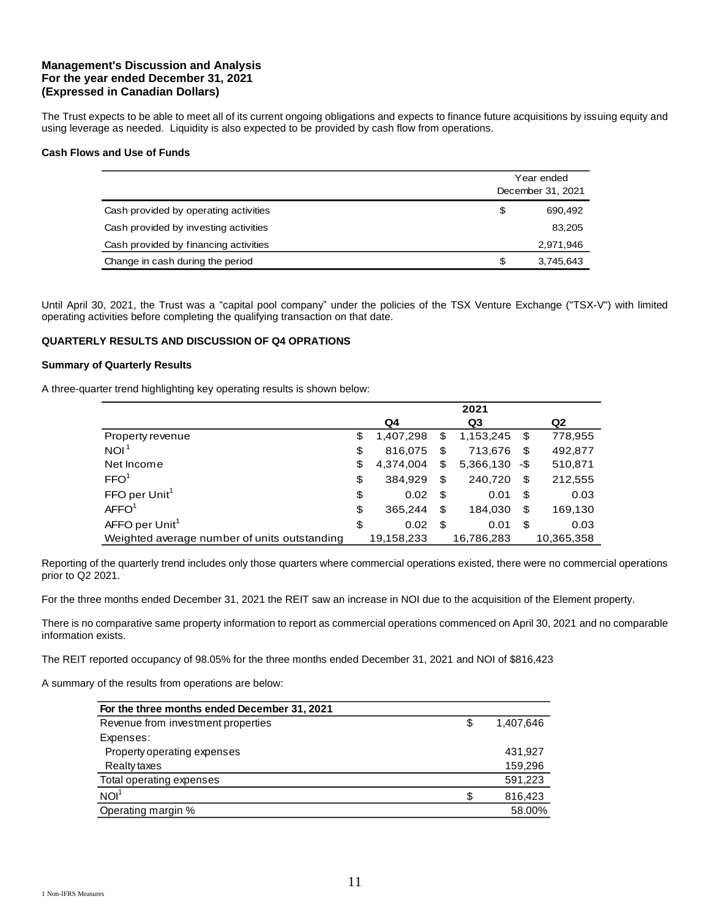**Management's Discussion and Analysis**
**For the year ended December 31, 2021**
**(Expressed in Canadian Dollars)**

The Trust expects to be able to meet all of its current ongoing obligations and expects to finance future acquisitions by issuing equity and using leverage as needed. Liquidity is also expected to be provided by cash flow from operations.

#### Cash Flows and Use of Funds

| | Year ended December 31, 2021 |
|---|---|
| Cash provided by operating activities | $ 690,492 |
| Cash provided by investing activities | 83,205 |
| Cash provided by financing activities | 2,971,946 |
| Change in cash during the period | $ 3,745,643 |

Until April 30, 2021, the Trust was a "capital pool company" under the policies of the TSX Venture Exchange ("TSX-V") with limited operating activities before completing the qualifying transaction on that date.

### QUARTERLY RESULTS AND DISCUSSION OF Q4 OPRATIONS

#### Summary of Quarterly Results

A three-quarter trend highlighting key operating results is shown below:

| | 2021 | | |
|---|---|---|---|
| | Q4 | Q3 | Q2 |
| Property revenue | $ 1,407,298 | $ 1,153,245 | $ 778,955 |
| NOI[1] | $ 816,075 | $ 713,676 | $ 492,877 |
| Net Income | $ 4,374,004 | $ 5,366,130 | -$ 510,871 |
| FFO[1] | $ 384,929 | $ 240,720 | $ 212,555 |
| FFO per Unit[1] | $ 0.02 | $ 0.01 | $ 0.03 |
| AFFO[1] | $ 365,244 | $ 184,030 | $ 169,130 |
| AFFO per Unit[1] | $ 0.02 | $ 0.01 | $ 0.03 |
| Weighted average number of units outstanding | 19,158,233 | 16,786,283 | 10,365,358 |

Reporting of the quarterly trend includes only those quarters where commercial operations existed, there were no commercial operations prior to Q2 2021.

For the three months ended December 31, 2021 the REIT saw an increase in NOI due to the acquisition of the Element property.

There is no comparative same property information to report as commercial operations commenced on April 30, 2021 and no comparable information exists.

The REIT reported occupancy of 98.05% for the three months ended December 31, 2021 and NOI of $816,423

A summary of the results from operations are below:

| For the three months ended December 31, 2021 | |
|---|---|
| Revenue from investment properties | $ 1,407,646 |
| Expenses: | |
| Property operating expenses | 431,927 |
| Realty taxes | 159,296 |
| Total operating expenses | 591,223 |
| NOI[1] | $ 816,423 |
| Operating margin % | 58.00% |

1 Non-IFRS Measures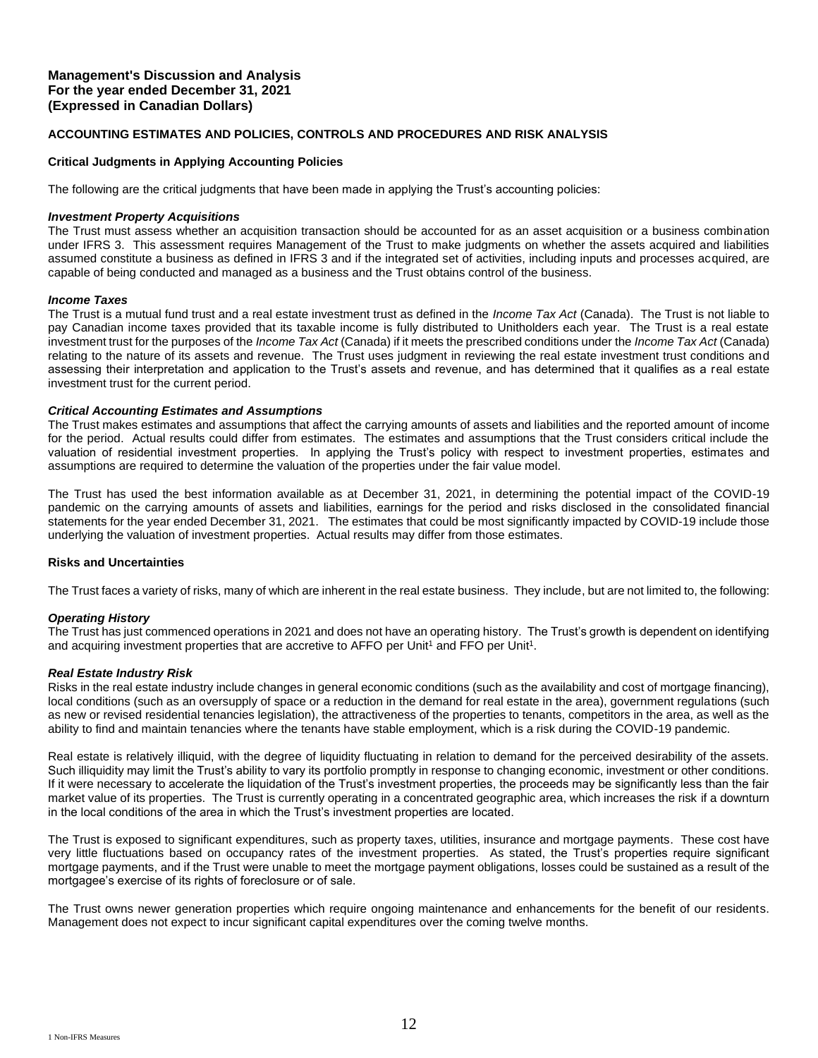**Management's Discussion and Analysis**
**For the year ended December 31, 2021**
**(Expressed in Canadian Dollars)**

## ACCOUNTING ESTIMATES AND POLICIES, CONTROLS AND PROCEDURES AND RISK ANALYSIS

### Critical Judgments in Applying Accounting Policies

The following are the critical judgments that have been made in applying the Trust's accounting policies:

***Investment Property Acquisitions***

The Trust must assess whether an acquisition transaction should be accounted for as an asset acquisition or a business combination under IFRS 3. This assessment requires Management of the Trust to make judgments on whether the assets acquired and liabilities assumed constitute a business as defined in IFRS 3 and if the integrated set of activities, including inputs and processes acquired, are capable of being conducted and managed as a business and the Trust obtains control of the business.

***Income Taxes***

The Trust is a mutual fund trust and a real estate investment trust as defined in the *Income Tax Act* (Canada). The Trust is not liable to pay Canadian income taxes provided that its taxable income is fully distributed to Unitholders each year. The Trust is a real estate investment trust for the purposes of the *Income Tax Act* (Canada) if it meets the prescribed conditions under the *Income Tax Act* (Canada) relating to the nature of its assets and revenue. The Trust uses judgment in reviewing the real estate investment trust conditions and assessing their interpretation and application to the Trust's assets and revenue, and has determined that it qualifies as a real estate investment trust for the current period.

***Critical Accounting Estimates and Assumptions***

The Trust makes estimates and assumptions that affect the carrying amounts of assets and liabilities and the reported amount of income for the period. Actual results could differ from estimates. The estimates and assumptions that the Trust considers critical include the valuation of residential investment properties. In applying the Trust's policy with respect to investment properties, estimates and assumptions are required to determine the valuation of the properties under the fair value model.

The Trust has used the best information available as at December 31, 2021, in determining the potential impact of the COVID-19 pandemic on the carrying amounts of assets and liabilities, earnings for the period and risks disclosed in the consolidated financial statements for the year ended December 31, 2021. The estimates that could be most significantly impacted by COVID-19 include those underlying the valuation of investment properties. Actual results may differ from those estimates.

### Risks and Uncertainties

The Trust faces a variety of risks, many of which are inherent in the real estate business. They include, but are not limited to, the following:

***Operating History***

The Trust has just commenced operations in 2021 and does not have an operating history. The Trust's growth is dependent on identifying and acquiring investment properties that are accretive to AFFO per Unit[1] and FFO per Unit[1].

***Real Estate Industry Risk***

Risks in the real estate industry include changes in general economic conditions (such as the availability and cost of mortgage financing), local conditions (such as an oversupply of space or a reduction in the demand for real estate in the area), government regulations (such as new or revised residential tenancies legislation), the attractiveness of the properties to tenants, competitors in the area, as well as the ability to find and maintain tenancies where the tenants have stable employment, which is a risk during the COVID-19 pandemic.

Real estate is relatively illiquid, with the degree of liquidity fluctuating in relation to demand for the perceived desirability of the assets. Such illiquidity may limit the Trust's ability to vary its portfolio promptly in response to changing economic, investment or other conditions. If it were necessary to accelerate the liquidation of the Trust's investment properties, the proceeds may be significantly less than the fair market value of its properties. The Trust is currently operating in a concentrated geographic area, which increases the risk if a downturn in the local conditions of the area in which the Trust's investment properties are located.

The Trust is exposed to significant expenditures, such as property taxes, utilities, insurance and mortgage payments. These cost have very little fluctuations based on occupancy rates of the investment properties. As stated, the Trust's properties require significant mortgage payments, and if the Trust were unable to meet the mortgage payment obligations, losses could be sustained as a result of the mortgagee's exercise of its rights of foreclosure or of sale.

The Trust owns newer generation properties which require ongoing maintenance and enhancements for the benefit of our residents. Management does not expect to incur significant capital expenditures over the coming twelve months.

1 Non-IFRS Measures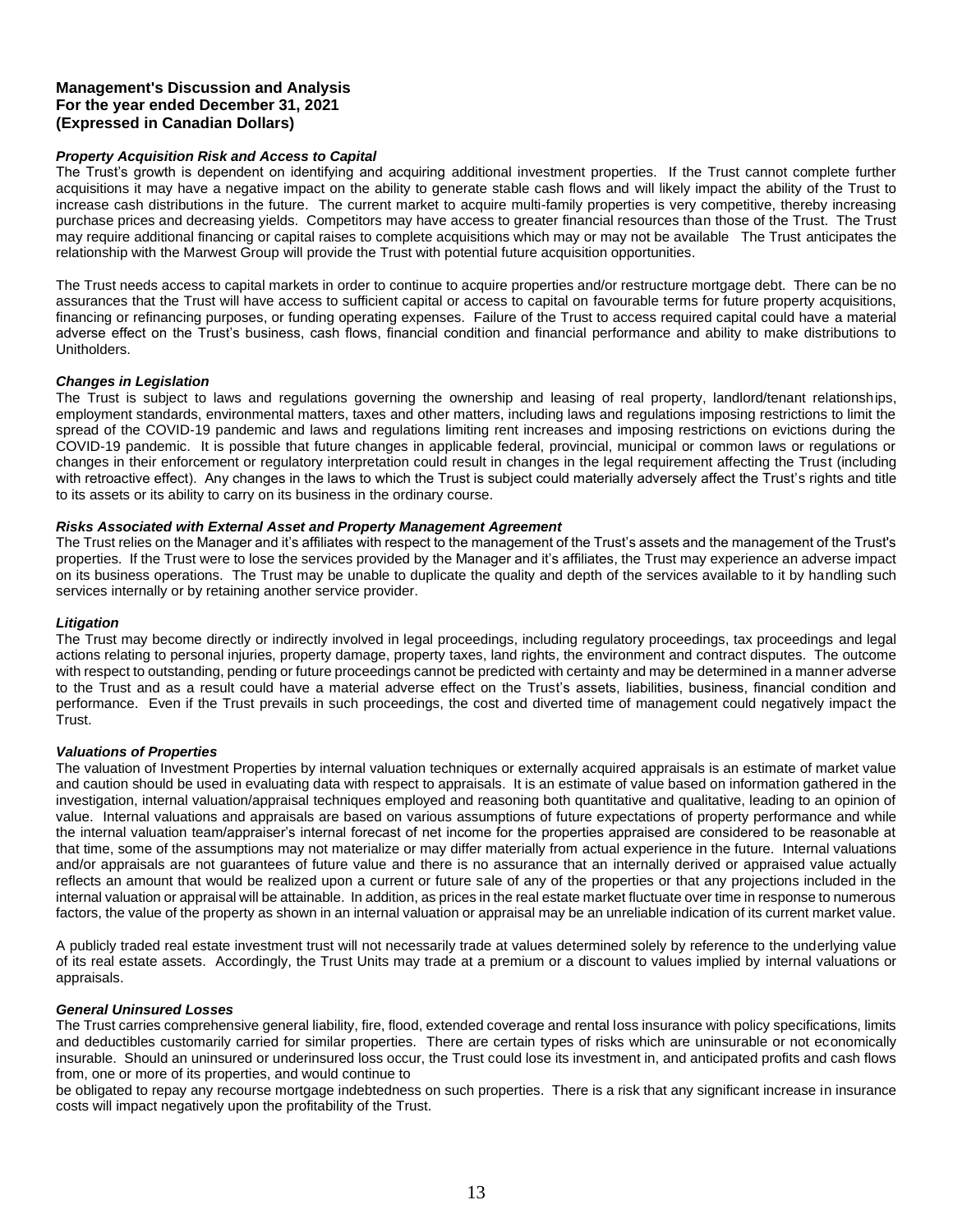**Management's Discussion and Analysis**
**For the year ended December 31, 2021**
**(Expressed in Canadian Dollars)**

***Property Acquisition Risk and Access to Capital***

The Trust's growth is dependent on identifying and acquiring additional investment properties. If the Trust cannot complete further acquisitions it may have a negative impact on the ability to generate stable cash flows and will likely impact the ability of the Trust to increase cash distributions in the future. The current market to acquire multi-family properties is very competitive, thereby increasing purchase prices and decreasing yields. Competitors may have access to greater financial resources than those of the Trust. The Trust may require additional financing or capital raises to complete acquisitions which may or may not be available The Trust anticipates the relationship with the Marwest Group will provide the Trust with potential future acquisition opportunities.

The Trust needs access to capital markets in order to continue to acquire properties and/or restructure mortgage debt. There can be no assurances that the Trust will have access to sufficient capital or access to capital on favourable terms for future property acquisitions, financing or refinancing purposes, or funding operating expenses. Failure of the Trust to access required capital could have a material adverse effect on the Trust's business, cash flows, financial condition and financial performance and ability to make distributions to Unitholders.

***Changes in Legislation***

The Trust is subject to laws and regulations governing the ownership and leasing of real property, landlord/tenant relationships, employment standards, environmental matters, taxes and other matters, including laws and regulations imposing restrictions to limit the spread of the COVID-19 pandemic and laws and regulations limiting rent increases and imposing restrictions on evictions during the COVID-19 pandemic. It is possible that future changes in applicable federal, provincial, municipal or common laws or regulations or changes in their enforcement or regulatory interpretation could result in changes in the legal requirement affecting the Trust (including with retroactive effect). Any changes in the laws to which the Trust is subject could materially adversely affect the Trust's rights and title to its assets or its ability to carry on its business in the ordinary course.

***Risks Associated with External Asset and Property Management Agreement***

The Trust relies on the Manager and it's affiliates with respect to the management of the Trust's assets and the management of the Trust's properties. If the Trust were to lose the services provided by the Manager and it's affiliates, the Trust may experience an adverse impact on its business operations. The Trust may be unable to duplicate the quality and depth of the services available to it by handling such services internally or by retaining another service provider.

***Litigation***

The Trust may become directly or indirectly involved in legal proceedings, including regulatory proceedings, tax proceedings and legal actions relating to personal injuries, property damage, property taxes, land rights, the environment and contract disputes. The outcome with respect to outstanding, pending or future proceedings cannot be predicted with certainty and may be determined in a manner adverse to the Trust and as a result could have a material adverse effect on the Trust's assets, liabilities, business, financial condition and performance. Even if the Trust prevails in such proceedings, the cost and diverted time of management could negatively impact the Trust.

***Valuations of Properties***

The valuation of Investment Properties by internal valuation techniques or externally acquired appraisals is an estimate of market value and caution should be used in evaluating data with respect to appraisals. It is an estimate of value based on information gathered in the investigation, internal valuation/appraisal techniques employed and reasoning both quantitative and qualitative, leading to an opinion of value. Internal valuations and appraisals are based on various assumptions of future expectations of property performance and while the internal valuation team/appraiser's internal forecast of net income for the properties appraised are considered to be reasonable at that time, some of the assumptions may not materialize or may differ materially from actual experience in the future. Internal valuations and/or appraisals are not guarantees of future value and there is no assurance that an internally derived or appraised value actually reflects an amount that would be realized upon a current or future sale of any of the properties or that any projections included in the internal valuation or appraisal will be attainable. In addition, as prices in the real estate market fluctuate over time in response to numerous factors, the value of the property as shown in an internal valuation or appraisal may be an unreliable indication of its current market value.

A publicly traded real estate investment trust will not necessarily trade at values determined solely by reference to the underlying value of its real estate assets. Accordingly, the Trust Units may trade at a premium or a discount to values implied by internal valuations or appraisals.

***General Uninsured Losses***

The Trust carries comprehensive general liability, fire, flood, extended coverage and rental loss insurance with policy specifications, limits and deductibles customarily carried for similar properties. There are certain types of risks which are uninsurable or not economically insurable. Should an uninsured or underinsured loss occur, the Trust could lose its investment in, and anticipated profits and cash flows from, one or more of its properties, and would continue to be obligated to repay any recourse mortgage indebtedness on such properties. There is a risk that any significant increase in insurance costs will impact negatively upon the profitability of the Trust.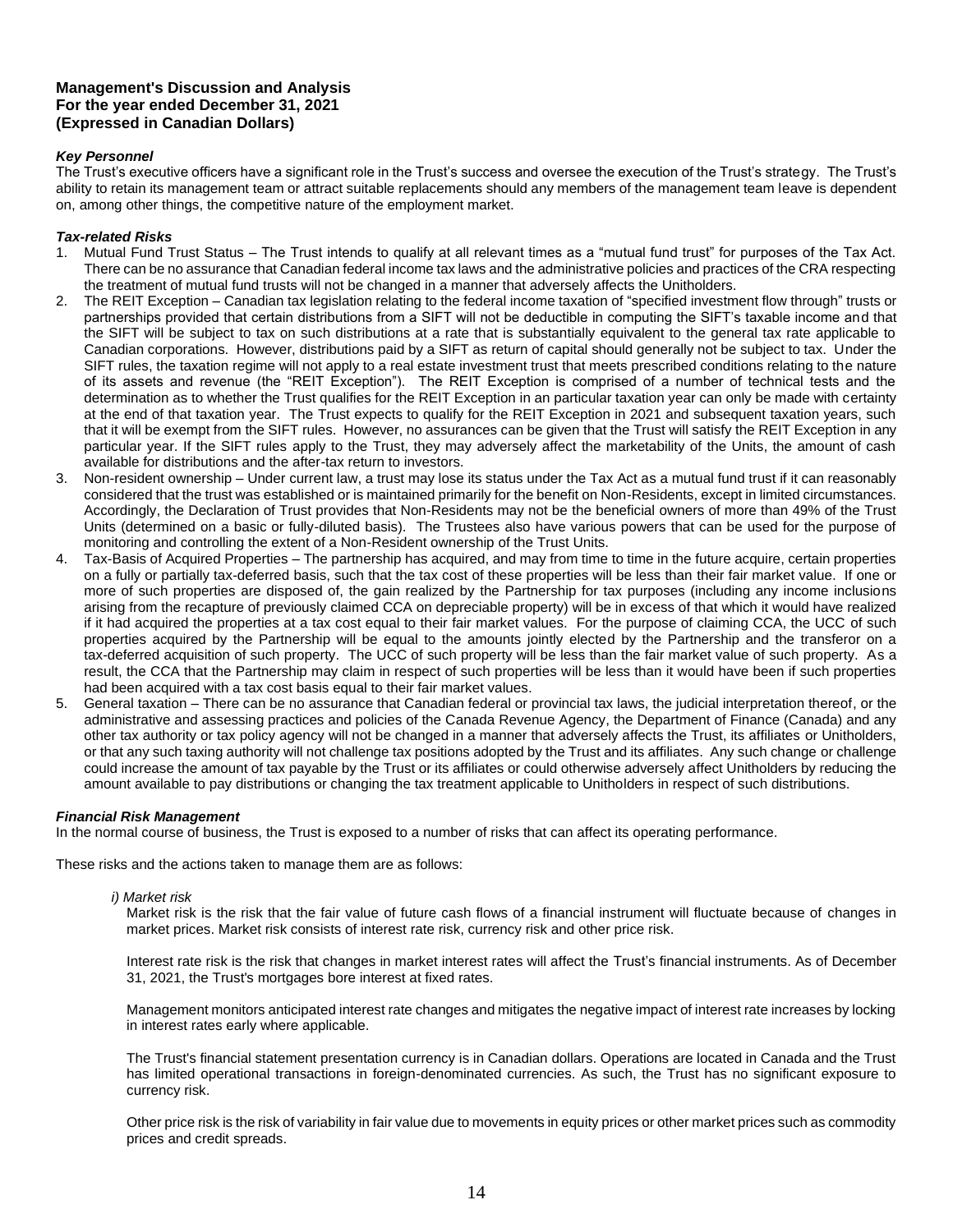**Management's Discussion and Analysis**
**For the year ended December 31, 2021**
**(Expressed in Canadian Dollars)**

***Key Personnel***

The Trust's executive officers have a significant role in the Trust's success and oversee the execution of the Trust's strategy. The Trust's ability to retain its management team or attract suitable replacements should any members of the management team leave is dependent on, among other things, the competitive nature of the employment market.

***Tax-related Risks***

1. Mutual Fund Trust Status – The Trust intends to qualify at all relevant times as a "mutual fund trust" for purposes of the Tax Act. There can be no assurance that Canadian federal income tax laws and the administrative policies and practices of the CRA respecting the treatment of mutual fund trusts will not be changed in a manner that adversely affects the Unitholders.
2. The REIT Exception – Canadian tax legislation relating to the federal income taxation of "specified investment flow through" trusts or partnerships provided that certain distributions from a SIFT will not be deductible in computing the SIFT's taxable income and that the SIFT will be subject to tax on such distributions at a rate that is substantially equivalent to the general tax rate applicable to Canadian corporations. However, distributions paid by a SIFT as return of capital should generally not be subject to tax. Under the SIFT rules, the taxation regime will not apply to a real estate investment trust that meets prescribed conditions relating to the nature of its assets and revenue (the "REIT Exception"). The REIT Exception is comprised of a number of technical tests and the determination as to whether the Trust qualifies for the REIT Exception in an particular taxation year can only be made with certainty at the end of that taxation year. The Trust expects to qualify for the REIT Exception in 2021 and subsequent taxation years, such that it will be exempt from the SIFT rules. However, no assurances can be given that the Trust will satisfy the REIT Exception in any particular year. If the SIFT rules apply to the Trust, they may adversely affect the marketability of the Units, the amount of cash available for distributions and the after-tax return to investors.
3. Non-resident ownership – Under current law, a trust may lose its status under the Tax Act as a mutual fund trust if it can reasonably considered that the trust was established or is maintained primarily for the benefit on Non-Residents, except in limited circumstances. Accordingly, the Declaration of Trust provides that Non-Residents may not be the beneficial owners of more than 49% of the Trust Units (determined on a basic or fully-diluted basis). The Trustees also have various powers that can be used for the purpose of monitoring and controlling the extent of a Non-Resident ownership of the Trust Units.
4. Tax-Basis of Acquired Properties – The partnership has acquired, and may from time to time in the future acquire, certain properties on a fully or partially tax-deferred basis, such that the tax cost of these properties will be less than their fair market value. If one or more of such properties are disposed of, the gain realized by the Partnership for tax purposes (including any income inclusions arising from the recapture of previously claimed CCA on depreciable property) will be in excess of that which it would have realized if it had acquired the properties at a tax cost equal to their fair market values. For the purpose of claiming CCA, the UCC of such properties acquired by the Partnership will be equal to the amounts jointly elected by the Partnership and the transferor on a tax-deferred acquisition of such property. The UCC of such property will be less than the fair market value of such property. As a result, the CCA that the Partnership may claim in respect of such properties will be less than it would have been if such properties had been acquired with a tax cost basis equal to their fair market values.
5. General taxation – There can be no assurance that Canadian federal or provincial tax laws, the judicial interpretation thereof, or the administrative and assessing practices and policies of the Canada Revenue Agency, the Department of Finance (Canada) and any other tax authority or tax policy agency will not be changed in a manner that adversely affects the Trust, its affiliates or Unitholders, or that any such taxing authority will not challenge tax positions adopted by the Trust and its affiliates. Any such change or challenge could increase the amount of tax payable by the Trust or its affiliates or could otherwise adversely affect Unitholders by reducing the amount available to pay distributions or changing the tax treatment applicable to Unitholders in respect of such distributions.

***Financial Risk Management***

In the normal course of business, the Trust is exposed to a number of risks that can affect its operating performance.

These risks and the actions taken to manage them are as follows:

*i) Market risk*

Market risk is the risk that the fair value of future cash flows of a financial instrument will fluctuate because of changes in market prices. Market risk consists of interest rate risk, currency risk and other price risk.

Interest rate risk is the risk that changes in market interest rates will affect the Trust's financial instruments. As of December 31, 2021, the Trust's mortgages bore interest at fixed rates.

Management monitors anticipated interest rate changes and mitigates the negative impact of interest rate increases by locking in interest rates early where applicable.

The Trust's financial statement presentation currency is in Canadian dollars. Operations are located in Canada and the Trust has limited operational transactions in foreign-denominated currencies. As such, the Trust has no significant exposure to currency risk.

Other price risk is the risk of variability in fair value due to movements in equity prices or other market prices such as commodity prices and credit spreads.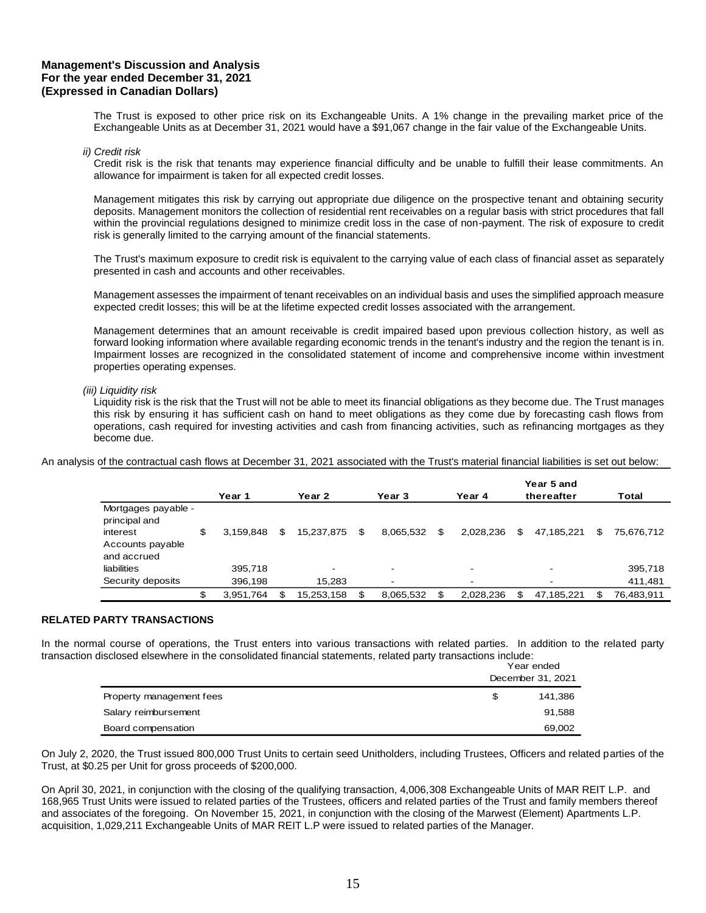**Management's Discussion and Analysis**
**For the year ended December 31, 2021**
**(Expressed in Canadian Dollars)**

The Trust is exposed to other price risk on its Exchangeable Units. A 1% change in the prevailing market price of the Exchangeable Units as at December 31, 2021 would have a $91,067 change in the fair value of the Exchangeable Units.

*ii) Credit risk*

Credit risk is the risk that tenants may experience financial difficulty and be unable to fulfill their lease commitments. An allowance for impairment is taken for all expected credit losses.

Management mitigates this risk by carrying out appropriate due diligence on the prospective tenant and obtaining security deposits. Management monitors the collection of residential rent receivables on a regular basis with strict procedures that fall within the provincial regulations designed to minimize credit loss in the case of non-payment. The risk of exposure to credit risk is generally limited to the carrying amount of the financial statements.

The Trust's maximum exposure to credit risk is equivalent to the carrying value of each class of financial asset as separately presented in cash and accounts and other receivables.

Management assesses the impairment of tenant receivables on an individual basis and uses the simplified approach measure expected credit losses; this will be at the lifetime expected credit losses associated with the arrangement.

Management determines that an amount receivable is credit impaired based upon previous collection history, as well as forward looking information where available regarding economic trends in the tenant's industry and the region the tenant is in. Impairment losses are recognized in the consolidated statement of income and comprehensive income within investment properties operating expenses.

*(iii) Liquidity risk*

Liquidity risk is the risk that the Trust will not be able to meet its financial obligations as they become due. The Trust manages this risk by ensuring it has sufficient cash on hand to meet obligations as they come due by forecasting cash flows from operations, cash required for investing activities and cash from financing activities, such as refinancing mortgages as they become due.

An analysis of the contractual cash flows at December 31, 2021 associated with the Trust's material financial liabilities is set out below:

| | Year 1 | Year 2 | Year 3 | Year 4 | Year 5 and thereafter | Total |
|---|---|---|---|---|---|---|
| Mortgages payable - principal and interest | $ 3,159,848 | $ 15,237,875 | $ 8,065,532 | $ 2,028,236 | $ 47,185,221 | $ 75,676,712 |
| Accounts payable and accrued liabilities | 395,718 | - | - | - | - | 395,718 |
| Security deposits | 396,198 | 15,283 | - | - | - | 411,481 |
| | $ 3,951,764 | $ 15,253,158 | $ 8,065,532 | $ 2,028,236 | $ 47,185,221 | $ 76,483,911 |

**RELATED PARTY TRANSACTIONS**

In the normal course of operations, the Trust enters into various transactions with related parties. In addition to the related party transaction disclosed elsewhere in the consolidated financial statements, related party transactions include:

| | Year ended December 31, 2021 |
|---|---|
| Property management fees | $ 141,386 |
| Salary reimbursement | 91,588 |
| Board compensation | 69,002 |

On July 2, 2020, the Trust issued 800,000 Trust Units to certain seed Unitholders, including Trustees, Officers and related parties of the Trust, at $0.25 per Unit for gross proceeds of $200,000.

On April 30, 2021, in conjunction with the closing of the qualifying transaction, 4,006,308 Exchangeable Units of MAR REIT L.P. and 168,965 Trust Units were issued to related parties of the Trustees, officers and related parties of the Trust and family members thereof and associates of the foregoing. On November 15, 2021, in conjunction with the closing of the Marwest (Element) Apartments L.P. acquisition, 1,029,211 Exchangeable Units of MAR REIT L.P were issued to related parties of the Manager.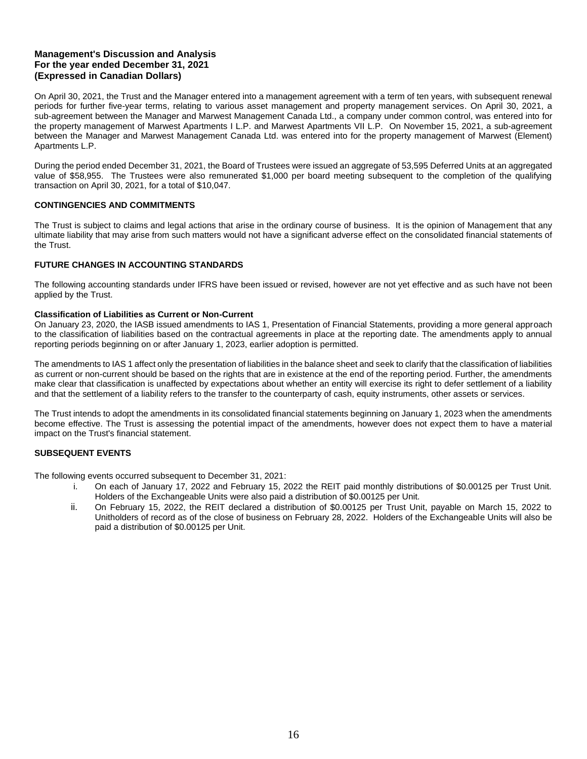On April 30, 2021, the Trust and the Manager entered into a management agreement with a term of ten years, with subsequent renewal periods for further five-year terms, relating to various asset management and property management services. On April 30, 2021, a sub-agreement between the Manager and Marwest Management Canada Ltd., a company under common control, was entered into for the property management of Marwest Apartments I L.P. and Marwest Apartments VII L.P. On November 15, 2021, a sub-agreement between the Manager and Marwest Management Canada Ltd. was entered into for the property management of Marwest (Element) Apartments L.P.

During the period ended December 31, 2021, the Board of Trustees were issued an aggregate of 53,595 Deferred Units at an aggregated value of $58,955. The Trustees were also remunerated $1,000 per board meeting subsequent to the completion of the qualifying transaction on April 30, 2021, for a total of $10,047.

## CONTINGENCIES AND COMMITMENTS

The Trust is subject to claims and legal actions that arise in the ordinary course of business. It is the opinion of Management that any ultimate liability that may arise from such matters would not have a significant adverse effect on the consolidated financial statements of the Trust.

## FUTURE CHANGES IN ACCOUNTING STANDARDS

The following accounting standards under IFRS have been issued or revised, however are not yet effective and as such have not been applied by the Trust.

### Classification of Liabilities as Current or Non-Current

On January 23, 2020, the IASB issued amendments to IAS 1, Presentation of Financial Statements, providing a more general approach to the classification of liabilities based on the contractual agreements in place at the reporting date. The amendments apply to annual reporting periods beginning on or after January 1, 2023, earlier adoption is permitted.

The amendments to IAS 1 affect only the presentation of liabilities in the balance sheet and seek to clarify that the classification of liabilities as current or non-current should be based on the rights that are in existence at the end of the reporting period. Further, the amendments make clear that classification is unaffected by expectations about whether an entity will exercise its right to defer settlement of a liability and that the settlement of a liability refers to the transfer to the counterparty of cash, equity instruments, other assets or services.

The Trust intends to adopt the amendments in its consolidated financial statements beginning on January 1, 2023 when the amendments become effective. The Trust is assessing the potential impact of the amendments, however does not expect them to have a material impact on the Trust's financial statement.

## SUBSEQUENT EVENTS

The following events occurred subsequent to December 31, 2021:

i. On each of January 17, 2022 and February 15, 2022 the REIT paid monthly distributions of $0.00125 per Trust Unit. Holders of the Exchangeable Units were also paid a distribution of $0.00125 per Unit.

ii. On February 15, 2022, the REIT declared a distribution of $0.00125 per Trust Unit, payable on March 15, 2022 to Unitholders of record as of the close of business on February 28, 2022. Holders of the Exchangeable Units will also be paid a distribution of $0.00125 per Unit.